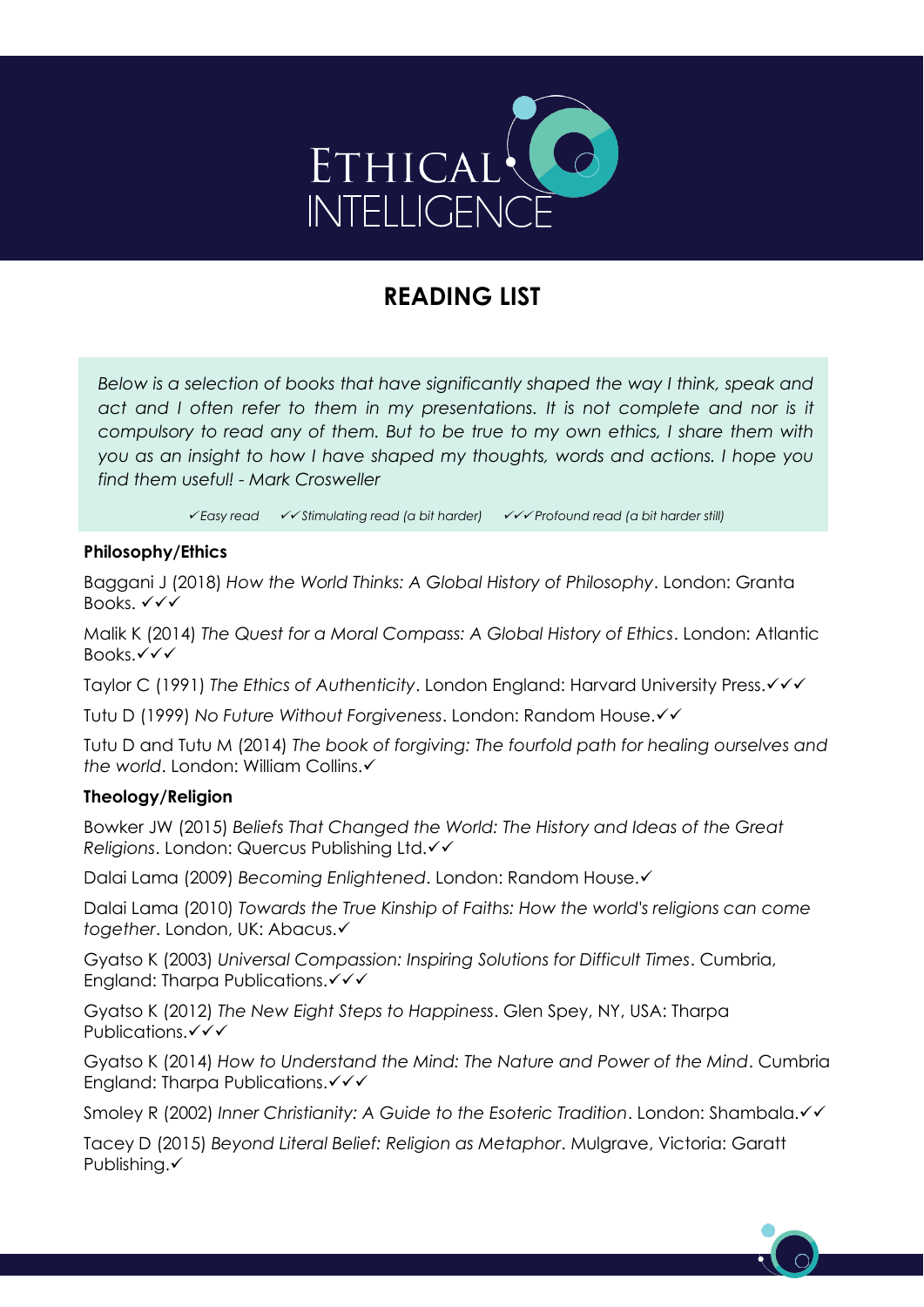# READING LIST

*Below is a selection of books that have significantly shaped the way I think, speak and act and I often refer to them in my presentations. It is not complete and nor is it compulsory to read any of them. But to be true to my own ethics, I share them with you as an insight to how I have shaped my thoughts, words and actions. I hope you find them useful! - Mark Crosweller*

*✓Easy read ✓✓Stimulating read (a bit harder) ✓✓✓Profound read (a bit harder still)*

**Philosophy/Ethics**

Baggani J (2018) *How the World Thinks: A Global History of Philosophy*. London: Granta Books. ✓✓✓

Malik K (2014) *The Quest for a Moral Compass: A Global History of Ethics*. London: Atlantic Books.✓✓✓

Taylor C (1991) *The Ethics of Authenticity*. London England: Harvard University Press.✓✓✓

Tutu D (1999) *No Future Without Forgiveness*. London: Random House.✓✓

Tutu D and Tutu M (2014) *The book of forgiving: The fourfold path for healing ourselves and the world*. London: William Collins.✓

**Theology/Religion**

Bowker JW (2015) *Beliefs That Changed the World: The History and Ideas of the Great Religions*. London: Quercus Publishing Ltd.✓✓

Dalai Lama (2009) *Becoming Enlightened*. London: Random House.✓

Dalai Lama (2010) *Towards the True Kinship of Faiths: How the world's religions can come together*. London, UK: Abacus.✓

Gyatso K (2003) *Universal Compassion: Inspiring Solutions for Difficult Times*. Cumbria, England: Tharpa Publications.✓✓✓

Gyatso K (2012) *The New Eight Steps to Happiness*. Glen Spey, NY, USA: Tharpa Publications.✓✓✓

Gyatso K (2014) *How to Understand the Mind: The Nature and Power of the Mind*. Cumbria England: Tharpa Publications.✓✓✓

Smoley R (2002) *Inner Christianity: A Guide to the Esoteric Tradition*. London: Shambala.✓✓

Tacey D (2015) *Beyond Literal Belief: Religion as Metaphor*. Mulgrave, Victoria: Garatt Publishing.✓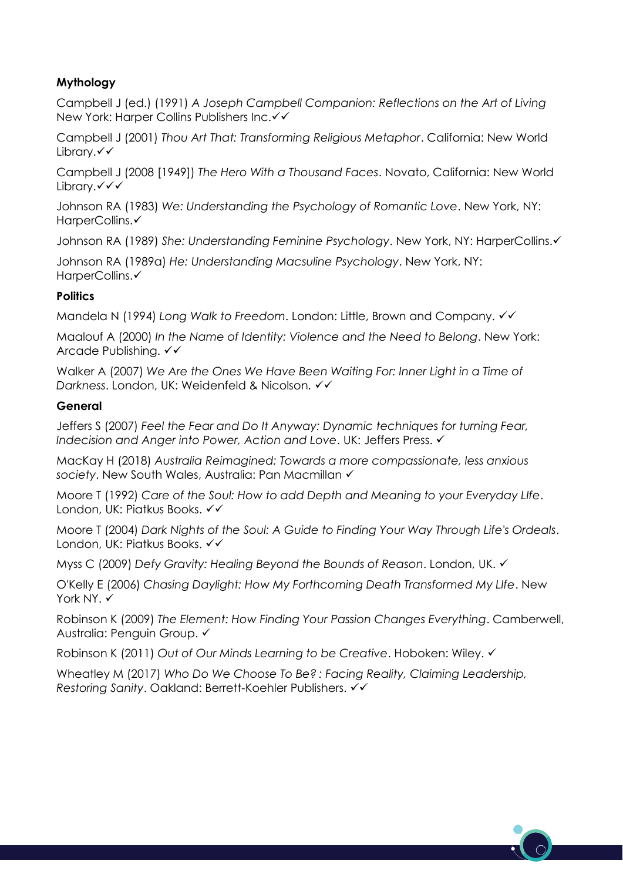**Mythology**

Campbell J (ed.) (1991) *A Joseph Campbell Companion: Reflections on the Art of Living* New York: Harper Collins Publishers Inc.✓✓

Campbell J (2001) *Thou Art That: Transforming Religious Metaphor*. California: New World Library.✓✓

Campbell J (2008 [1949]) *The Hero With a Thousand Faces*. Novato, California: New World Library.✓✓✓

Johnson RA (1983) *We: Understanding the Psychology of Romantic Love*. New York, NY: HarperCollins.✓

Johnson RA (1989) *She: Understanding Feminine Psychology*. New York, NY: HarperCollins.✓

Johnson RA (1989a) *He: Understanding Macsuline Psychology*. New York, NY: HarperCollins.✓

**Politics**

Mandela N (1994) *Long Walk to Freedom*. London: Little, Brown and Company. ✓✓

Maalouf A (2000) *In the Name of Identity: Violence and the Need to Belong*. New York: Arcade Publishing. ✓✓

Walker A (2007) *We Are the Ones We Have Been Waiting For: Inner Light in a Time of Darkness*. London, UK: Weidenfeld & Nicolson. ✓✓

**General**

Jeffers S (2007) *Feel the Fear and Do It Anyway: Dynamic techniques for turning Fear, Indecision and Anger into Power, Action and Love*. UK: Jeffers Press. ✓

MacKay H (2018) *Australia Reimagined: Towards a more compassionate, less anxious society*. New South Wales, Australia: Pan Macmillan ✓

Moore T (1992) *Care of the Soul: How to add Depth and Meaning to your Everyday LIfe*. London, UK: Piatkus Books. ✓✓

Moore T (2004) *Dark Nights of the Soul: A Guide to Finding Your Way Through Life's Ordeals*. London, UK: Piatkus Books. ✓✓

Myss C (2009) *Defy Gravity: Healing Beyond the Bounds of Reason*. London, UK. ✓

O'Kelly E (2006) *Chasing Daylight: How My Forthcoming Death Transformed My LIfe*. New York NY. ✓

Robinson K (2009) *The Element: How Finding Your Passion Changes Everything*. Camberwell, Australia: Penguin Group. ✓

Robinson K (2011) *Out of Our Minds Learning to be Creative*. Hoboken: Wiley. ✓

Wheatley M (2017) *Who Do We Choose To Be? : Facing Reality, Claiming Leadership, Restoring Sanity*. Oakland: Berrett-Koehler Publishers. ✓✓